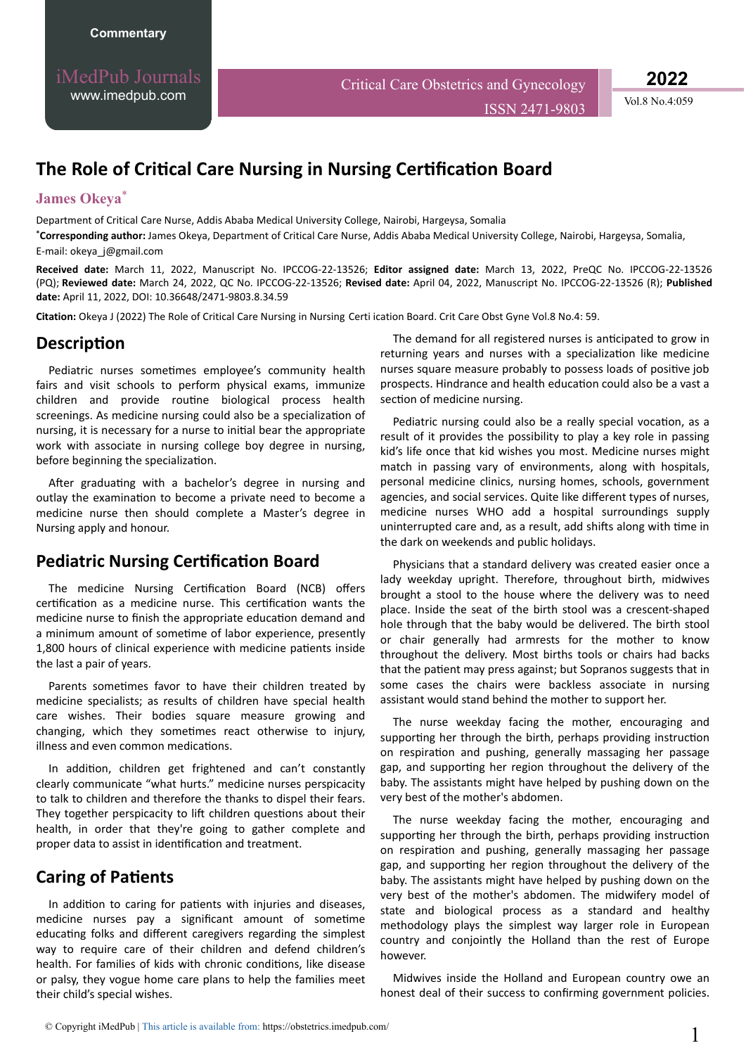Commentary

# The Role of Critical Care Nursing in Nursing Certification Board

**James Okeya***

Department of Critical Care Nurse, Addis Ababa Medical University College, Nairobi, Hargeysa, Somalia

***Corresponding author:** James Okeya, Department of Critical Care Nurse, Addis Ababa Medical University College, Nairobi, Hargeysa, Somalia, E-mail: okeya_j@gmail.com

**Received date:** March 11, 2022, Manuscript No. IPCCOG-22-13526; **Editor assigned date:** March 13, 2022, PreQC No. IPCCOG-22-13526 (PQ); **Reviewed date:** March 24, 2022, QC No. IPCCOG-22-13526; **Revised date:** April 04, 2022, Manuscript No. IPCCOG-22-13526 (R); **Published date:** April 11, 2022, DOI: 10.36648/2471-9803.8.34.59

**Citation:** Okeya J (2022) The Role of Critical Care Nursing in Nursing Certi ication Board. Crit Care Obst Gyne Vol.8 No.4: 59.

## Description

Pediatric nurses sometimes employee's community health fairs and visit schools to perform physical exams, immunize children and provide routine biological process health screenings. As medicine nursing could also be a specialization of nursing, it is necessary for a nurse to initial bear the appropriate work with associate in nursing college boy degree in nursing, before beginning the specialization.

After graduating with a bachelor's degree in nursing and outlay the examination to become a private need to become a medicine nurse then should complete a Master's degree in Nursing apply and honour.

## Pediatric Nursing Certification Board

The medicine Nursing Certification Board (NCB) offers certification as a medicine nurse. This certification wants the medicine nurse to finish the appropriate education demand and a minimum amount of sometime of labor experience, presently 1,800 hours of clinical experience with medicine patients inside the last a pair of years.

Parents sometimes favor to have their children treated by medicine specialists; as results of children have special health care wishes. Their bodies square measure growing and changing, which they sometimes react otherwise to injury, illness and even common medications.

In addition, children get frightened and can't constantly clearly communicate "what hurts." medicine nurses perspicacity to talk to children and therefore the thanks to dispel their fears. They together perspicacity to lift children questions about their health, in order that they're going to gather complete and proper data to assist in identification and treatment.

## Caring of Patients

In addition to caring for patients with injuries and diseases, medicine nurses pay a significant amount of sometime educating folks and different caregivers regarding the simplest way to require care of their children and defend children's health. For families of kids with chronic conditions, like disease or palsy, they vogue home care plans to help the families meet their child's special wishes.

The demand for all registered nurses is anticipated to grow in returning years and nurses with a specialization like medicine nurses square measure probably to possess loads of positive job prospects. Hindrance and health education could also be a vast a section of medicine nursing.

Pediatric nursing could also be a really special vocation, as a result of it provides the possibility to play a key role in passing kid's life once that kid wishes you most. Medicine nurses might match in passing vary of environments, along with hospitals, personal medicine clinics, nursing homes, schools, government agencies, and social services. Quite like different types of nurses, medicine nurses WHO add a hospital surroundings supply uninterrupted care and, as a result, add shifts along with time in the dark on weekends and public holidays.

Physicians that a standard delivery was created easier once a lady weekday upright. Therefore, throughout birth, midwives brought a stool to the house where the delivery was to need place. Inside the seat of the birth stool was a crescent-shaped hole through that the baby would be delivered. The birth stool or chair generally had armrests for the mother to know throughout the delivery. Most births tools or chairs had backs that the patient may press against; but Sopranos suggests that in some cases the chairs were backless associate in nursing assistant would stand behind the mother to support her.

The nurse weekday facing the mother, encouraging and supporting her through the birth, perhaps providing instruction on respiration and pushing, generally massaging her passage gap, and supporting her region throughout the delivery of the baby. The assistants might have helped by pushing down on the very best of the mother's abdomen.

The nurse weekday facing the mother, encouraging and supporting her through the birth, perhaps providing instruction on respiration and pushing, generally massaging her passage gap, and supporting her region throughout the delivery of the baby. The assistants might have helped by pushing down on the very best of the mother's abdomen. The midwifery model of state and biological process as a standard and healthy methodology plays the simplest way larger role in European country and conjointly the Holland than the rest of Europe however.

Midwives inside the Holland and European country owe an honest deal of their success to confirming government policies.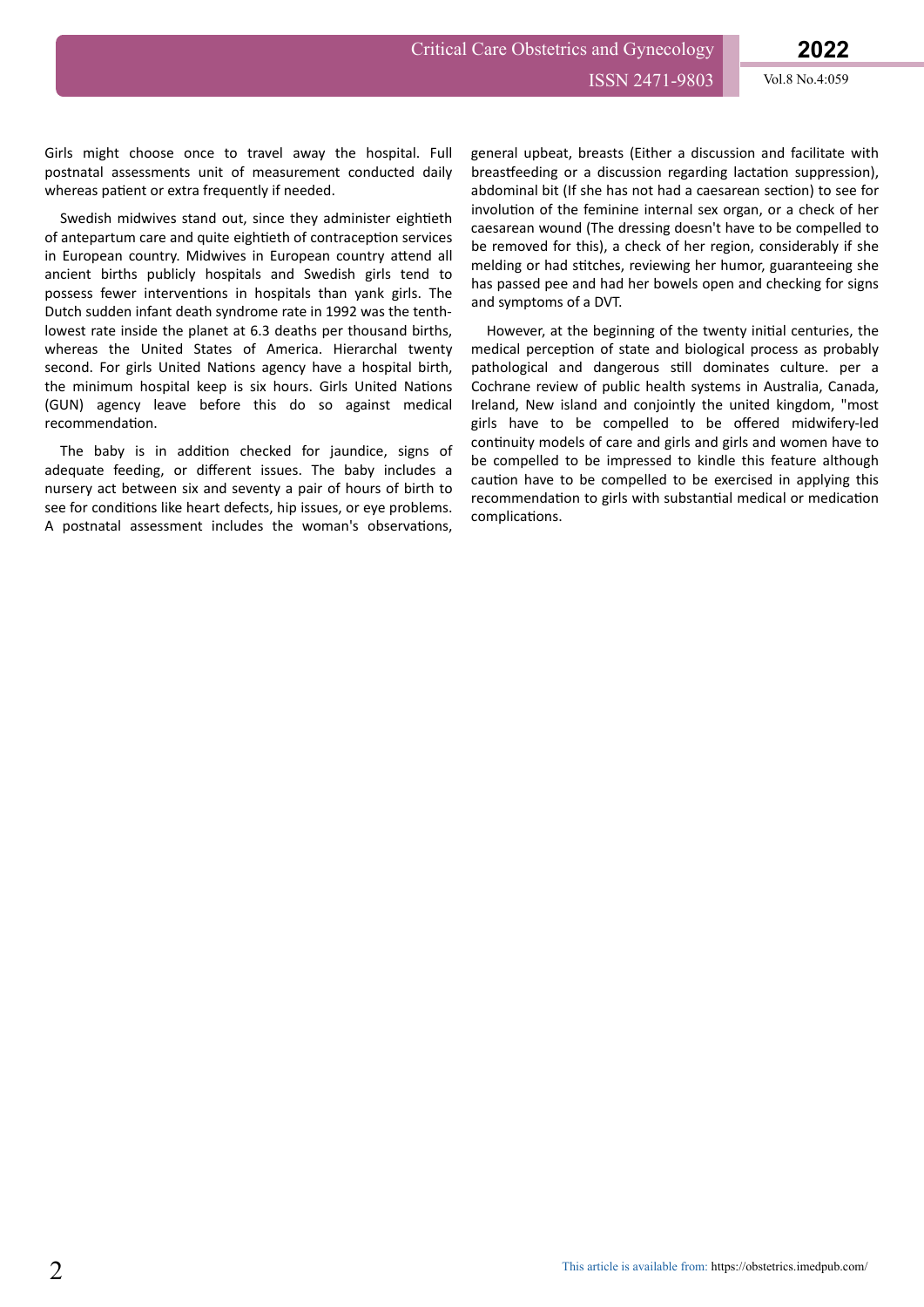Girls might choose once to travel away the hospital. Full postnatal assessments unit of measurement conducted daily whereas patient or extra frequently if needed.

Swedish midwives stand out, since they administer eightieth of antepartum care and quite eightieth of contraception services in European country. Midwives in European country attend all ancient births publicly hospitals and Swedish girls tend to possess fewer interventions in hospitals than yank girls. The Dutch sudden infant death syndrome rate in 1992 was the tenth-lowest rate inside the planet at 6.3 deaths per thousand births, whereas the United States of America. Hierarchal twenty second. For girls United Nations agency have a hospital birth, the minimum hospital keep is six hours. Girls United Nations (GUN) agency leave before this do so against medical recommendation.

The baby is in addition checked for jaundice, signs of adequate feeding, or different issues. The baby includes a nursery act between six and seventy a pair of hours of birth to see for conditions like heart defects, hip issues, or eye problems. A postnatal assessment includes the woman's observations, general upbeat, breasts (Either a discussion and facilitate with breastfeeding or a discussion regarding lactation suppression), abdominal bit (If she has not had a caesarean section) to see for involution of the feminine internal sex organ, or a check of her caesarean wound (The dressing doesn't have to be compelled to be removed for this), a check of her region, considerably if she melding or had stitches, reviewing her humor, guaranteeing she has passed pee and had her bowels open and checking for signs and symptoms of a DVT.

However, at the beginning of the twenty initial centuries, the medical perception of state and biological process as probably pathological and dangerous still dominates culture. per a Cochrane review of public health systems in Australia, Canada, Ireland, New island and conjointly the united kingdom, "most girls have to be compelled to be offered midwifery-led continuity models of care and girls and women have to be compelled to be impressed to kindle this feature although caution have to be compelled to be exercised in applying this recommendation to girls with substantial medical or medication complications.